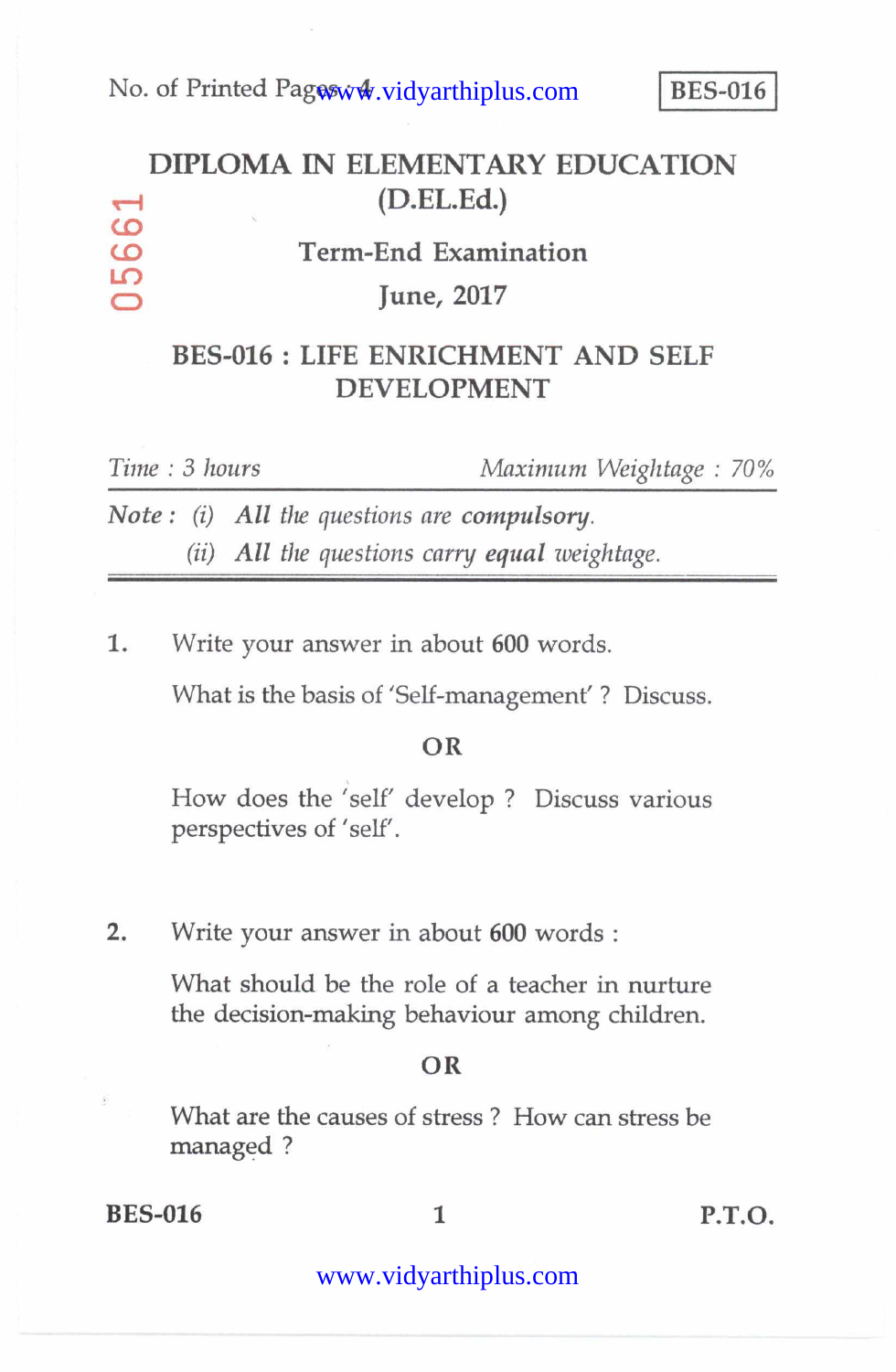No. of Printed Pages : 4

**BES-016**

# DIPLOMA IN ELEMENTARY EDUCATION (D.EL.Ed.)

05661

## Term-End Examination

## June, 2017

## BES-016 : LIFE ENRICHMENT AND SELF DEVELOPMENT

*Time : 3 hours* *Maximum Weightage : 70%*

*Note : (i) All the questions are* ***compulsory****.*

*(ii) All the questions carry* ***equal*** *weightage.*

---

1. Write your answer in about **600** words.

   What is the basis of 'Self-management' ? Discuss.

   **OR**

   How does the 'self' develop ? Discuss various perspectives of 'self'.

2. Write your answer in about **600** words :

   What should be the role of a teacher in nurture the decision-making behaviour among children.

   **OR**

   What are the causes of stress ? How can stress be managed ?

P.T.O.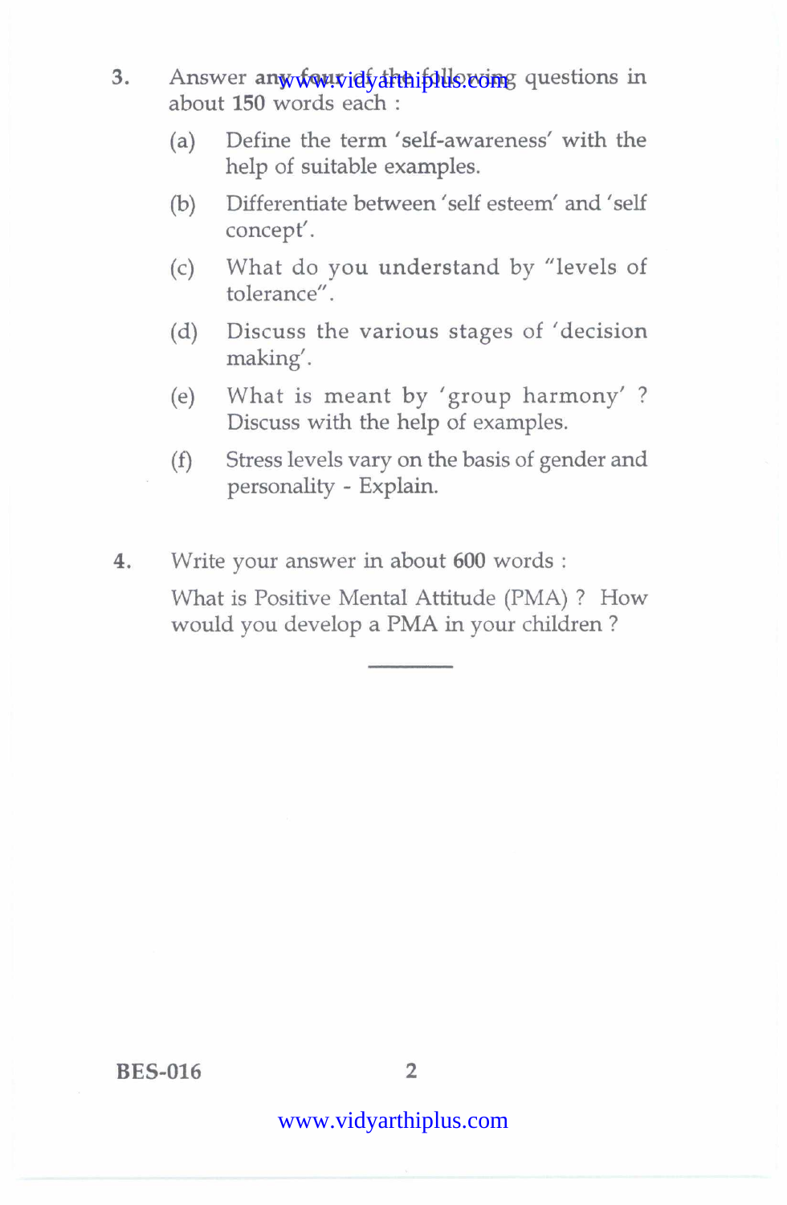3. Answer any four of the following questions in about **150** words each :

   (a) Define the term 'self-awareness' with the help of suitable examples.

   (b) Differentiate between 'self esteem' and 'self concept'.

   (c) What do you understand by "levels of tolerance".

   (d) Discuss the various stages of 'decision making'.

   (e) What is meant by 'group harmony' ? Discuss with the help of examples.

   (f) Stress levels vary on the basis of gender and personality - Explain.

4. Write your answer in about **600** words :

   What is Positive Mental Attitude (PMA) ? How would you develop a PMA in your children ?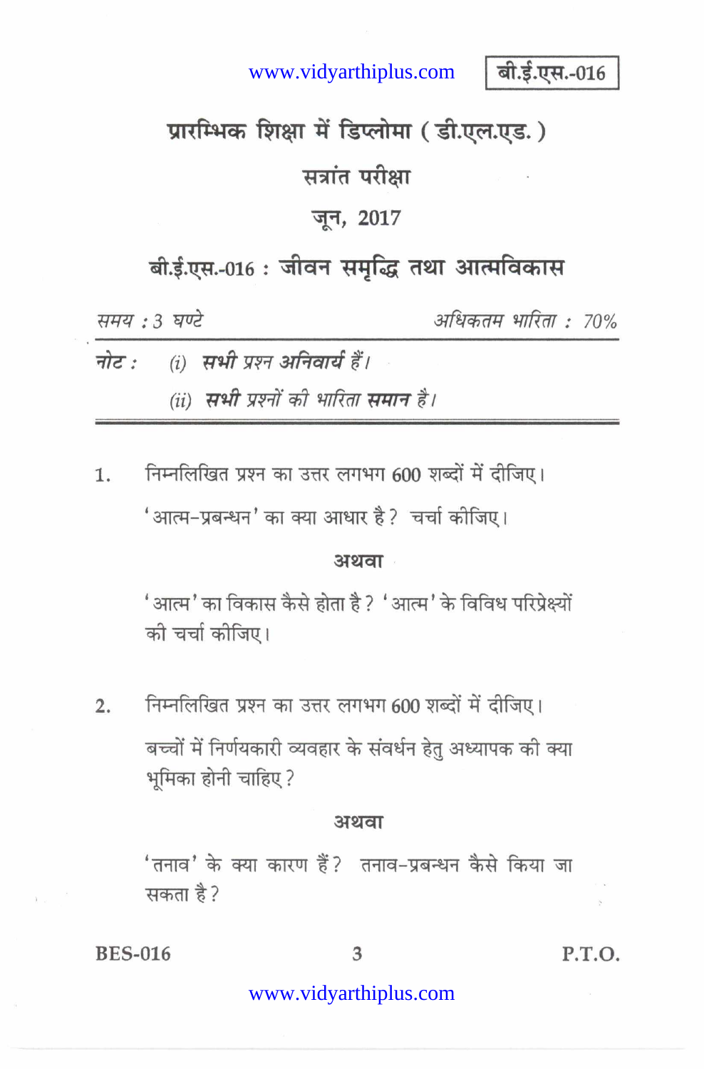बी.ई.एस.-016

# प्रारम्भिक शिक्षा में डिप्लोमा ( डी.एल.एड. )

## सत्रांत परीक्षा

## जून, 2017

## बी.ई.एस.-016 : जीवन समृद्धि तथा आत्मविकास

*समय : 3 घण्टे* *अधिकतम भारिता : 70%*

**नोट :** *(i)* ***सभी*** *प्रश्न* ***अनिवार्य*** *हैं।*

*(ii)* ***सभी*** *प्रश्नों की भारिता* ***समान*** *है।*

---

1. निम्नलिखित प्रश्न का उत्तर लगभग 600 शब्दों में दीजिए।

   'आत्म-प्रबन्धन' का क्या आधार है ? चर्चा कीजिए।

   **अथवा**

   'आत्म' का विकास कैसे होता है ? 'आत्म' के विविध परिप्रेक्ष्यों की चर्चा कीजिए।

2. निम्नलिखित प्रश्न का उत्तर लगभग 600 शब्दों में दीजिए।

   बच्चों में निर्णयकारी व्यवहार के संवर्धन हेतु अध्यापक की क्या भूमिका होनी चाहिए ?

   **अथवा**

   'तनाव' के क्या कारण हैं ? तनाव-प्रबन्धन कैसे किया जा सकता है ?

P.T.O.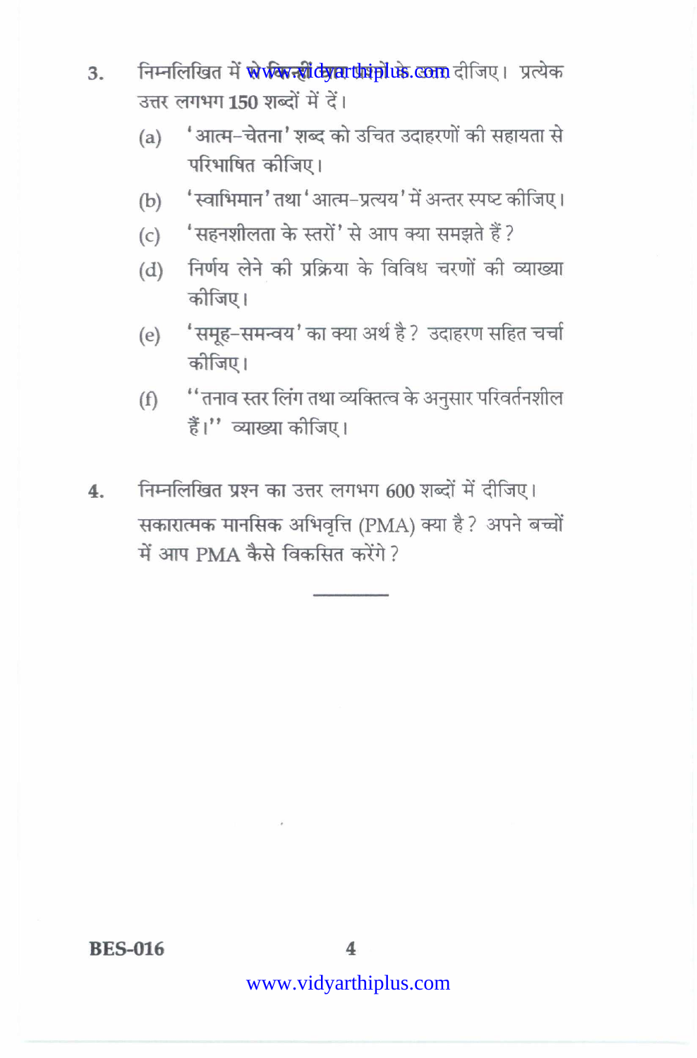3. निम्नलिखित में से किन्हीं चार प्रश्नों के उत्तर दीजिए। प्रत्येक उत्तर लगभग 150 शब्दों में दें।

   (a) 'आत्म–चेतना' शब्द को उचित उदाहरणों की सहायता से परिभाषित कीजिए।

   (b) 'स्वाभिमान' तथा 'आत्म–प्रत्यय' में अन्तर स्पष्ट कीजिए।

   (c) 'सहनशीलता के स्तरों' से आप क्या समझते हैं?

   (d) निर्णय लेने की प्रक्रिया के विविध चरणों की व्याख्या कीजिए।

   (e) 'समूह–समन्वय' का क्या अर्थ है? उदाहरण सहित चर्चा कीजिए।

   (f) "तनाव स्तर लिंग तथा व्यक्तित्व के अनुसार परिवर्तनशील हैं।" व्याख्या कीजिए।

4. निम्नलिखित प्रश्न का उत्तर लगभग 600 शब्दों में दीजिए।

   सकारात्मक मानसिक अभिवृत्ति (PMA) क्या है? अपने बच्चों में आप PMA कैसे विकसित करेंगे?

---